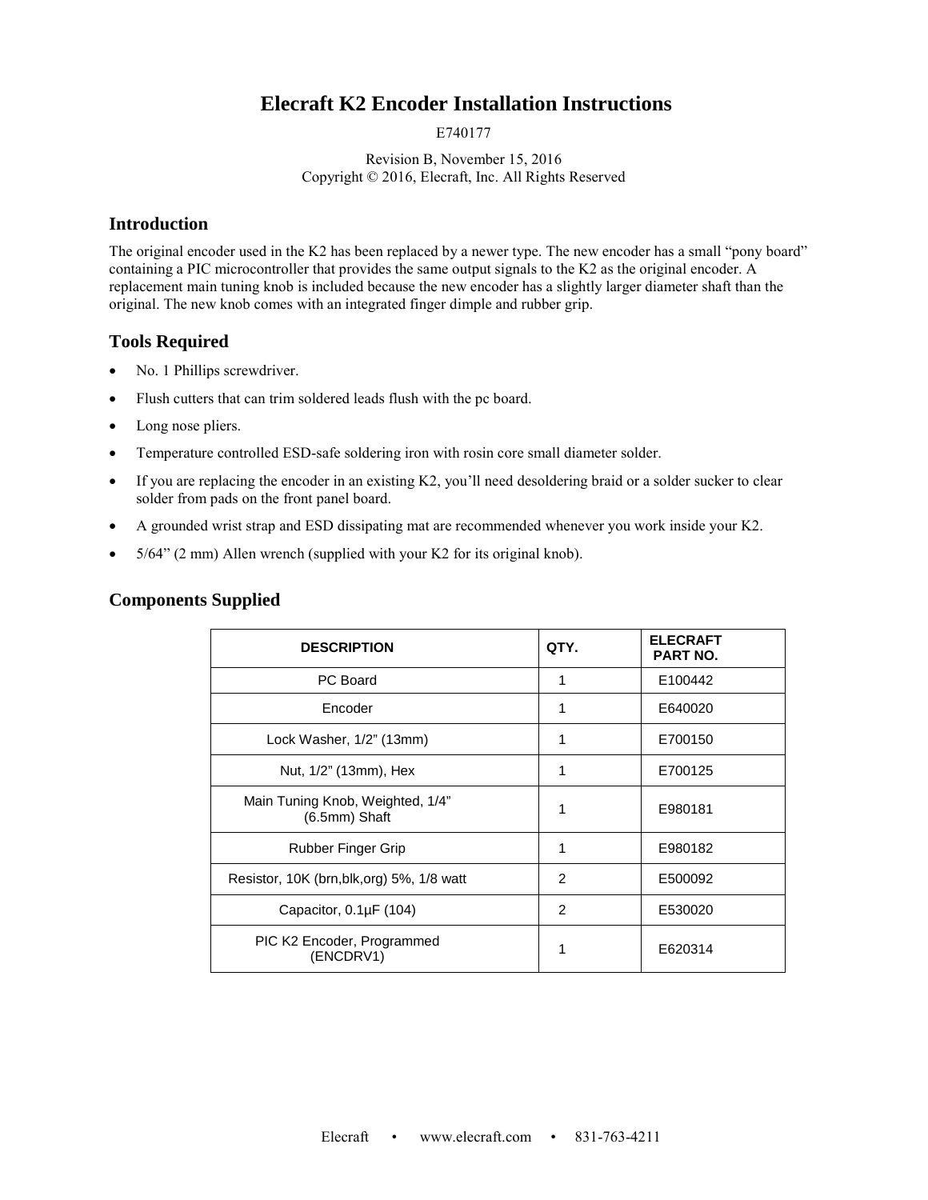# Elecraft K2 Encoder Installation Instructions

E740177

Revision B, November 15, 2016
Copyright © 2016, Elecraft, Inc. All Rights Reserved

## Introduction

The original encoder used in the K2 has been replaced by a newer type. The new encoder has a small "pony board" containing a PIC microcontroller that provides the same output signals to the K2 as the original encoder. A replacement main tuning knob is included because the new encoder has a slightly larger diameter shaft than the original. The new knob comes with an integrated finger dimple and rubber grip.

## Tools Required

- No. 1 Phillips screwdriver.
- Flush cutters that can trim soldered leads flush with the pc board.
- Long nose pliers.
- Temperature controlled ESD-safe soldering iron with rosin core small diameter solder.
- If you are replacing the encoder in an existing K2, you'll need desoldering braid or a solder sucker to clear solder from pads on the front panel board.
- A grounded wrist strap and ESD dissipating mat are recommended whenever you work inside your K2.
- 5/64" (2 mm) Allen wrench (supplied with your K2 for its original knob).

## Components Supplied

| DESCRIPTION | QTY. | ELECRAFT PART NO. |
|---|---|---|
| PC Board | 1 | E100442 |
| Encoder | 1 | E640020 |
| Lock Washer, 1/2" (13mm) | 1 | E700150 |
| Nut, 1/2" (13mm), Hex | 1 | E700125 |
| Main Tuning Knob, Weighted, 1/4" (6.5mm) Shaft | 1 | E980181 |
| Rubber Finger Grip | 1 | E980182 |
| Resistor, 10K (brn,blk,org) 5%, 1/8 watt | 2 | E500092 |
| Capacitor, 0.1µF (104) | 2 | E530020 |
| PIC K2 Encoder, Programmed (ENCDRV1) | 1 | E620314 |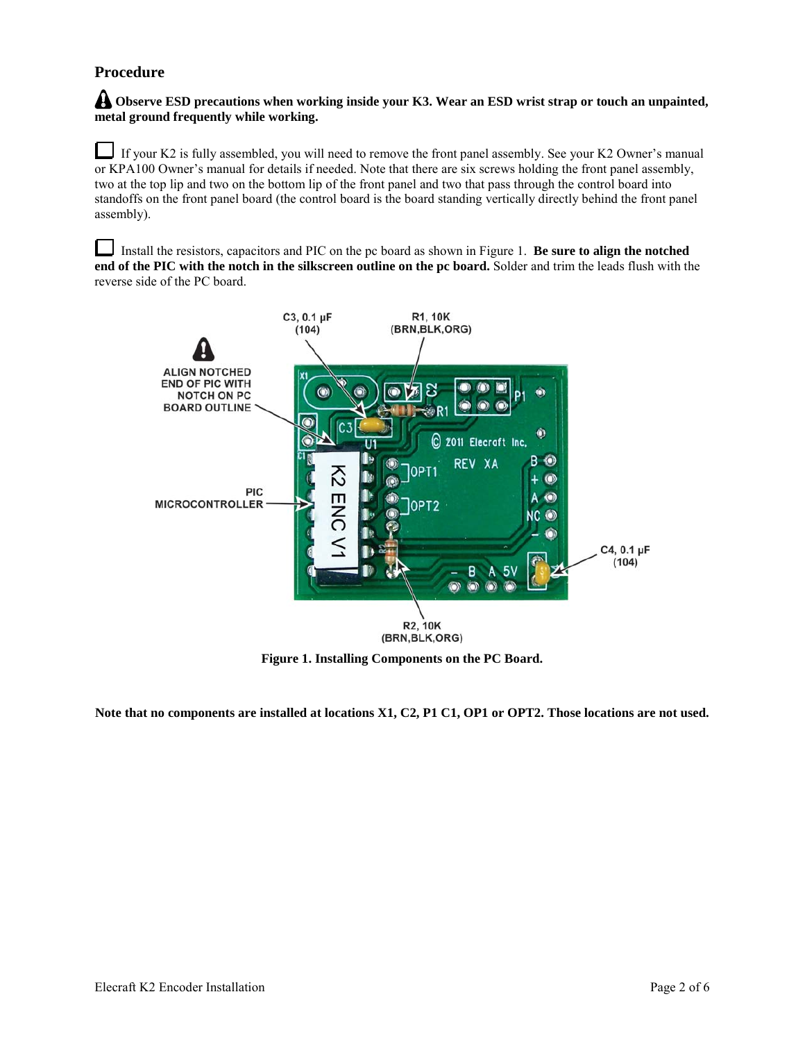## Procedure

**Observe ESD precautions when working inside your K3. Wear an ESD wrist strap or touch an unpainted, metal ground frequently while working.**

☐ If your K2 is fully assembled, you will need to remove the front panel assembly. See your K2 Owner's manual or KPA100 Owner's manual for details if needed. Note that there are six screws holding the front panel assembly, two at the top lip and two on the bottom lip of the front panel and two that pass through the control board into standoffs on the front panel board (the control board is the board standing vertically directly behind the front panel assembly).

☐ Install the resistors, capacitors and PIC on the pc board as shown in Figure 1. **Be sure to align the notched end of the PIC with the notch in the silkscreen outline on the pc board.** Solder and trim the leads flush with the reverse side of the PC board.

**Figure 1. Installing Components on the PC Board.**

**Note that no components are installed at locations X1, C2, P1 C1, OP1 or OPT2. Those locations are not used.**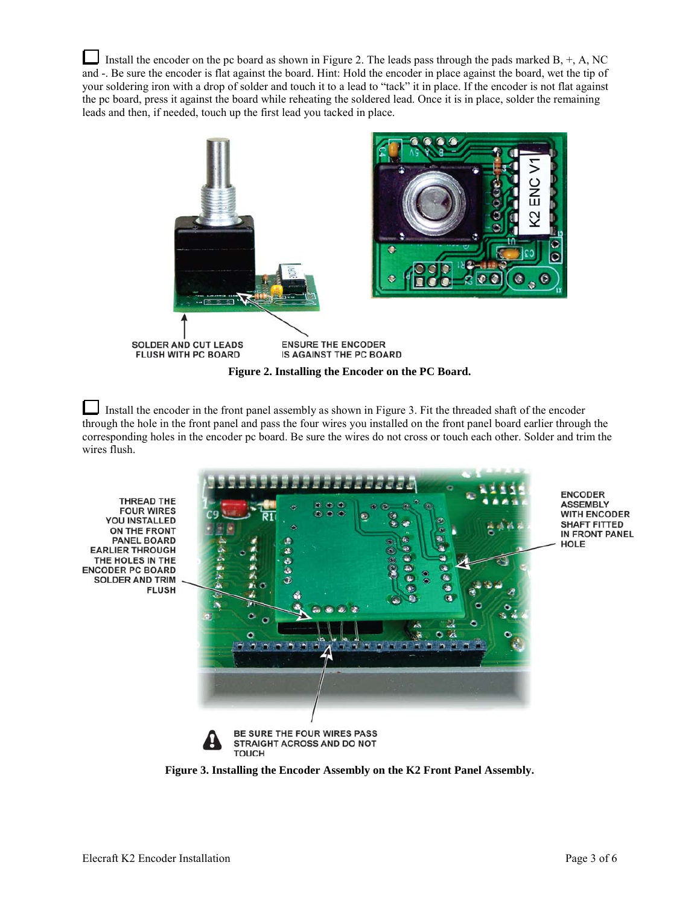☐ Install the encoder on the pc board as shown in Figure 2. The leads pass through the pads marked B, +, A, NC and -. Be sure the encoder is flat against the board. Hint: Hold the encoder in place against the board, wet the tip of your soldering iron with a drop of solder and touch it to a lead to "tack" it in place. If the encoder is not flat against the pc board, press it against the board while reheating the soldered lead. Once it is in place, solder the remaining leads and then, if needed, touch up the first lead you tacked in place.

SOLDER AND CUT LEADS FLUSH WITH PC BOARD

ENSURE THE ENCODER IS AGAINST THE PC BOARD

**Figure 2. Installing the Encoder on the PC Board.**

☐ Install the encoder in the front panel assembly as shown in Figure 3. Fit the threaded shaft of the encoder through the hole in the front panel and pass the four wires you installed on the front panel board earlier through the corresponding holes in the encoder pc board. Be sure the wires do not cross or touch each other. Solder and trim the wires flush.

THREAD THE FOUR WIRES YOU INSTALLED ON THE FRONT PANEL BOARD EARLIER THROUGH THE HOLES IN THE ENCODER PC BOARD SOLDER AND TRIM FLUSH

ENCODER ASSEMBLY WITH ENCODER SHAFT FITTED IN FRONT PANEL HOLE

BE SURE THE FOUR WIRES PASS STRAIGHT ACROSS AND DO NOT TOUCH

**Figure 3. Installing the Encoder Assembly on the K2 Front Panel Assembly.**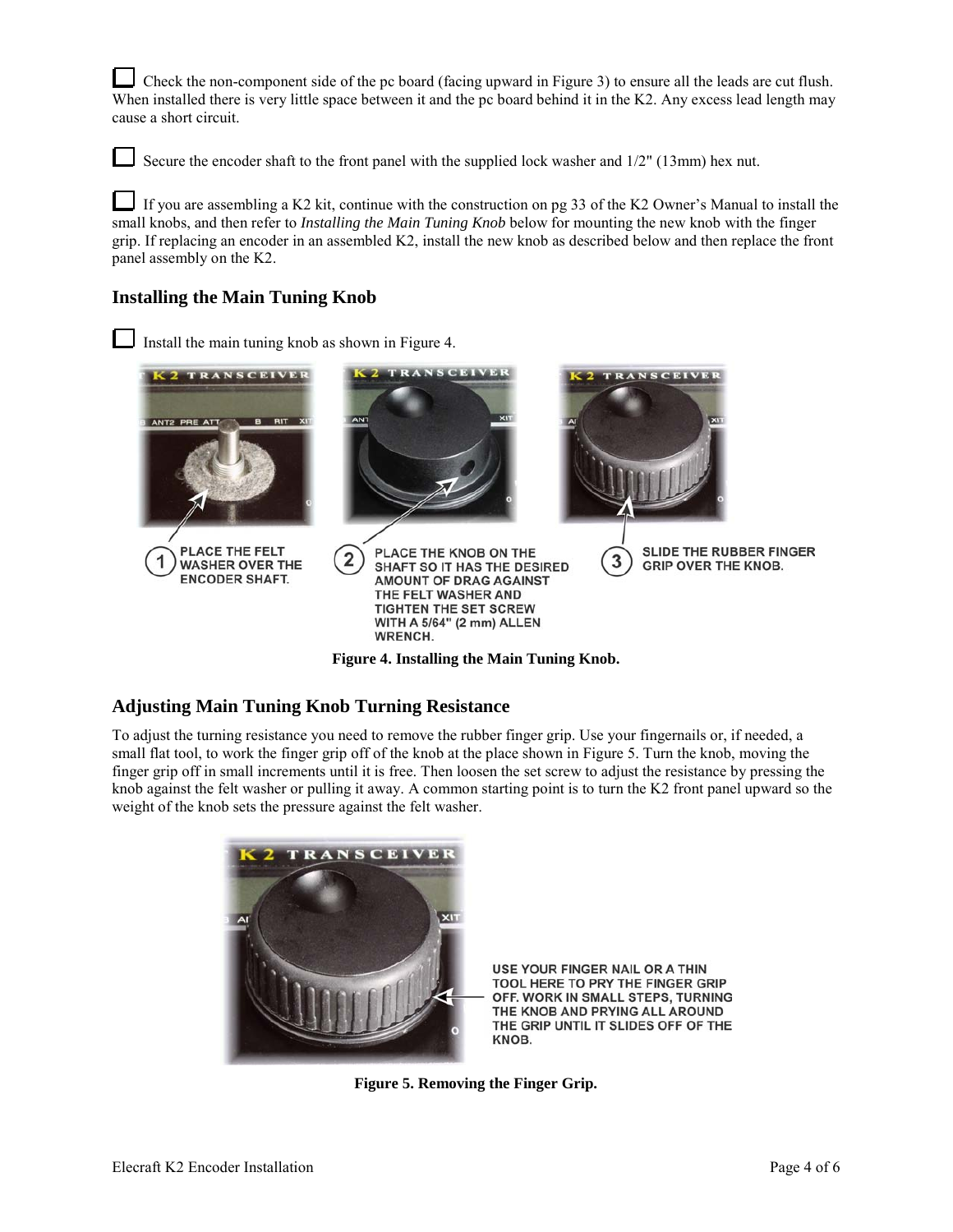☐ Check the non-component side of the pc board (facing upward in Figure 3) to ensure all the leads are cut flush. When installed there is very little space between it and the pc board behind it in the K2. Any excess lead length may cause a short circuit.

☐ Secure the encoder shaft to the front panel with the supplied lock washer and 1/2" (13mm) hex nut.

☐ If you are assembling a K2 kit, continue with the construction on pg 33 of the K2 Owner's Manual to install the small knobs, and then refer to *Installing the Main Tuning Knob* below for mounting the new knob with the finger grip. If replacing an encoder in an assembled K2, install the new knob as described below and then replace the front panel assembly on the K2.

## Installing the Main Tuning Knob

☐ Install the main tuning knob as shown in Figure 4.

1. PLACE THE FELT WASHER OVER THE ENCODER SHAFT.
2. PLACE THE KNOB ON THE SHAFT SO IT HAS THE DESIRED AMOUNT OF DRAG AGAINST THE FELT WASHER AND TIGHTEN THE SET SCREW WITH A 5/64" (2 mm) ALLEN WRENCH.
3. SLIDE THE RUBBER FINGER GRIP OVER THE KNOB.

**Figure 4. Installing the Main Tuning Knob.**

## Adjusting Main Tuning Knob Turning Resistance

To adjust the turning resistance you need to remove the rubber finger grip. Use your fingernails or, if needed, a small flat tool, to work the finger grip off of the knob at the place shown in Figure 5. Turn the knob, moving the finger grip off in small increments until it is free. Then loosen the set screw to adjust the resistance by pressing the knob against the felt washer or pulling it away. A common starting point is to turn the K2 front panel upward so the weight of the knob sets the pressure against the felt washer.

USE YOUR FINGER NAIL OR A THIN TOOL HERE TO PRY THE FINGER GRIP OFF. WORK IN SMALL STEPS, TURNING THE KNOB AND PRYING ALL AROUND THE GRIP UNTIL IT SLIDES OFF OF THE KNOB.

**Figure 5. Removing the Finger Grip.**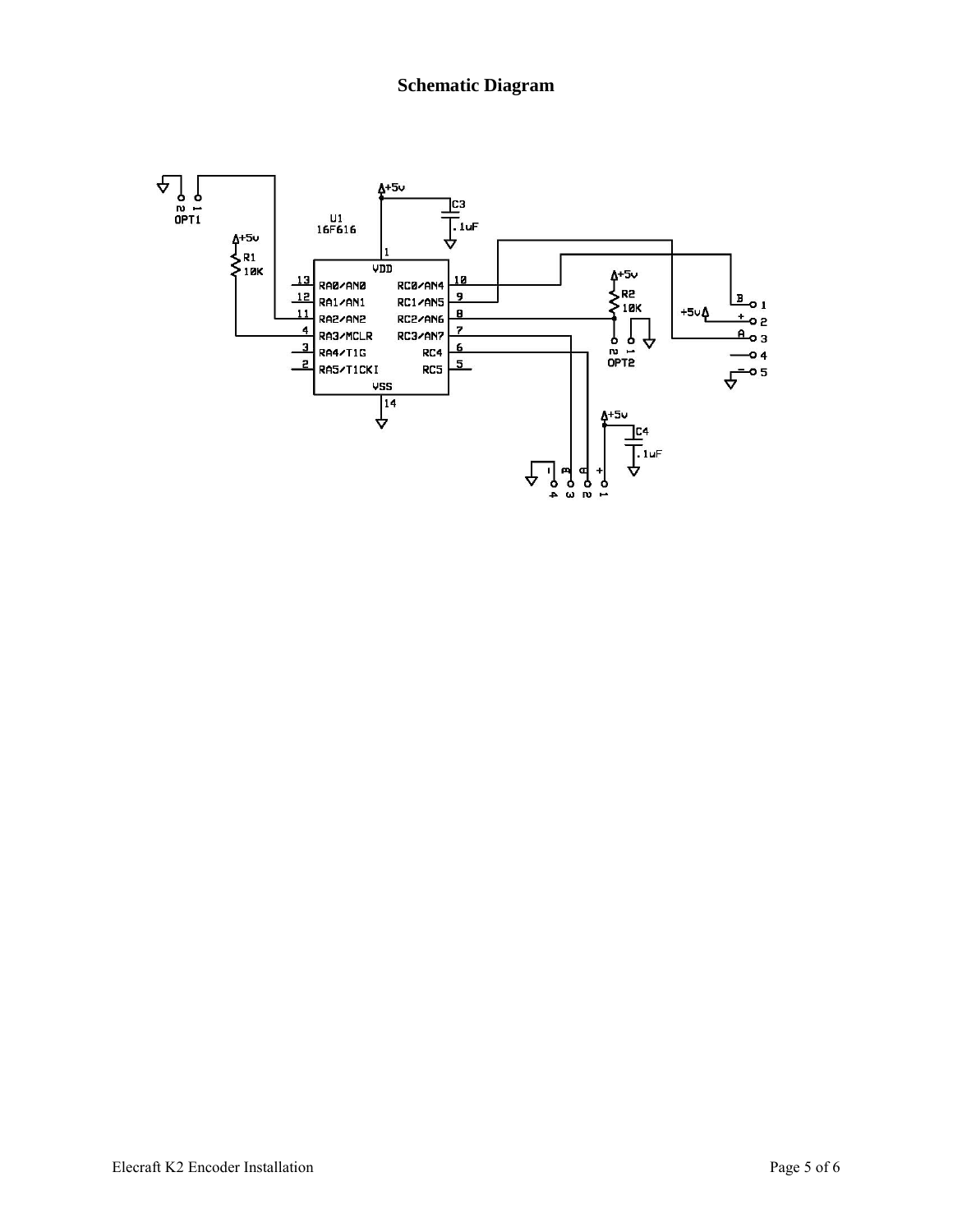# Schematic Diagram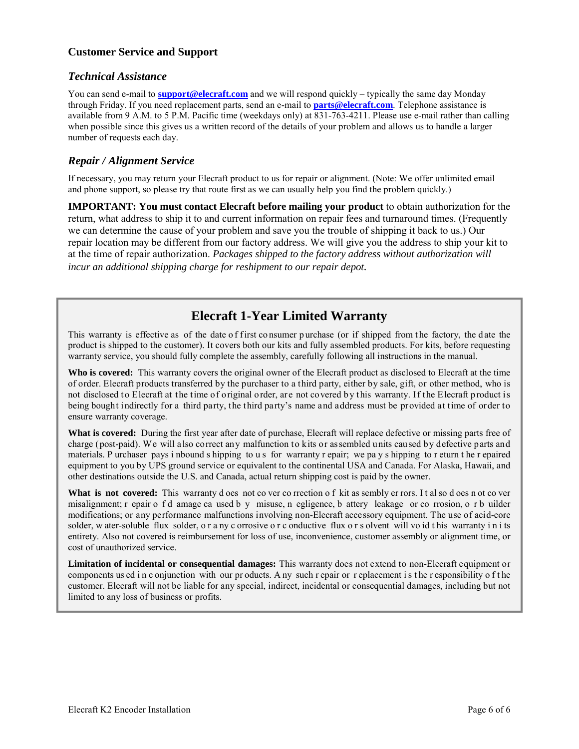## Customer Service and Support

### *Technical Assistance*

You can send e-mail to **support@elecraft.com** and we will respond quickly – typically the same day Monday through Friday. If you need replacement parts, send an e-mail to **parts@elecraft.com**. Telephone assistance is available from 9 A.M. to 5 P.M. Pacific time (weekdays only) at 831-763-4211. Please use e-mail rather than calling when possible since this gives us a written record of the details of your problem and allows us to handle a larger number of requests each day.

### *Repair / Alignment Service*

If necessary, you may return your Elecraft product to us for repair or alignment. (Note: We offer unlimited email and phone support, so please try that route first as we can usually help you find the problem quickly.)

**IMPORTANT: You must contact Elecraft before mailing your product** to obtain authorization for the return, what address to ship it to and current information on repair fees and turnaround times. (Frequently we can determine the cause of your problem and save you the trouble of shipping it back to us.) Our repair location may be different from our factory address. We will give you the address to ship your kit to at the time of repair authorization. *Packages shipped to the factory address without authorization will incur an additional shipping charge for reshipment to our repair depot.*

## Elecraft 1-Year Limited Warranty

This warranty is effective as of the date of first consumer purchase (or if shipped from the factory, the date the product is shipped to the customer). It covers both our kits and fully assembled products. For kits, before requesting warranty service, you should fully complete the assembly, carefully following all instructions in the manual.

**Who is covered:** This warranty covers the original owner of the Elecraft product as disclosed to Elecraft at the time of order. Elecraft products transferred by the purchaser to a third party, either by sale, gift, or other method, who is not disclosed to Elecraft at the time of original order, are not covered by this warranty. If the Elecraft product is being bought indirectly for a third party, the third party's name and address must be provided at time of order to ensure warranty coverage.

**What is covered:** During the first year after date of purchase, Elecraft will replace defective or missing parts free of charge (post-paid). We will also correct any malfunction to kits or assembled units caused by defective parts and materials. Purchaser pays inbound shipping to us for warranty repair; we pay shipping to return the repaired equipment to you by UPS ground service or equivalent to the continental USA and Canada. For Alaska, Hawaii, and other destinations outside the U.S. and Canada, actual return shipping cost is paid by the owner.

**What is not covered:** This warranty does not cover correction of kit assembly errors. It also does not cover misalignment; repair of damage caused by misuse, negligence, battery leakage or corrosion, or builder modifications; or any performance malfunctions involving non-Elecraft accessory equipment. The use of acid-core solder, water-soluble flux solder, or any corrosive or conductive flux or solvent will void this warranty in its entirety. Also not covered is reimbursement for loss of use, inconvenience, customer assembly or alignment time, or cost of unauthorized service.

**Limitation of incidental or consequential damages:** This warranty does not extend to non-Elecraft equipment or components used in conjunction with our products. Any such repair or replacement is the responsibility of the customer. Elecraft will not be liable for any special, indirect, incidental or consequential damages, including but not limited to any loss of business or profits.